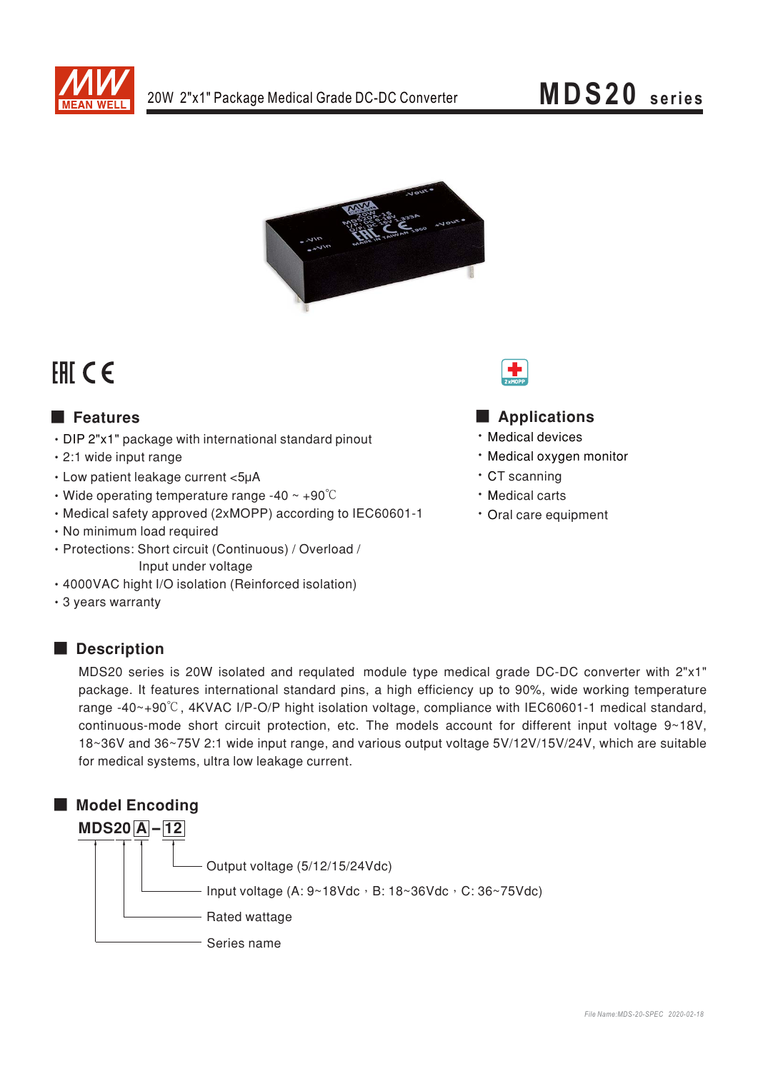# 20W 2"x1" Package Medical Grade DC-DC Converter

# MDS20 series

EAC CE

## Features

- DIP 2"x1" package with international standard pinout
- 2:1 wide input range
- Low patient leakage current <5μA
- Wide operating temperature range -40 ~ +90℃
- Medical safety approved (2xMOPP) according to IEC60601-1
- No minimum load required
- Protections: Short circuit (Continuous) / Overload / Input under voltage
- 4000VAC hight I/O isolation (Reinforced isolation)
- 3 years warranty

## Applications

- Medical devices
- Medical oxygen monitor
- CT scanning
- Medical carts
- Oral care equipment

## Description

MDS20 series is 20W isolated and requlated module type medical grade DC-DC converter with 2"x1" package. It features international standard pins, a high efficiency up to 90%, wide working temperature range -40~+90℃, 4KVAC I/P-O/P hight isolation voltage, compliance with IEC60601-1 medical standard, continuous-mode short circuit protection, etc. The models account for different input voltage 9~18V, 18~36V and 36~75V 2:1 wide input range, and various output voltage 5V/12V/15V/24V, which are suitable for medical systems, ultra low leakage current.

## Model Encoding

**MDS20 A – 12**

- 12: Output voltage (5/12/15/24Vdc)
- A: Input voltage (A: 9~18Vdc，B: 18~36Vdc，C: 36~75Vdc)
- 20: Rated wattage
- MDS: Series name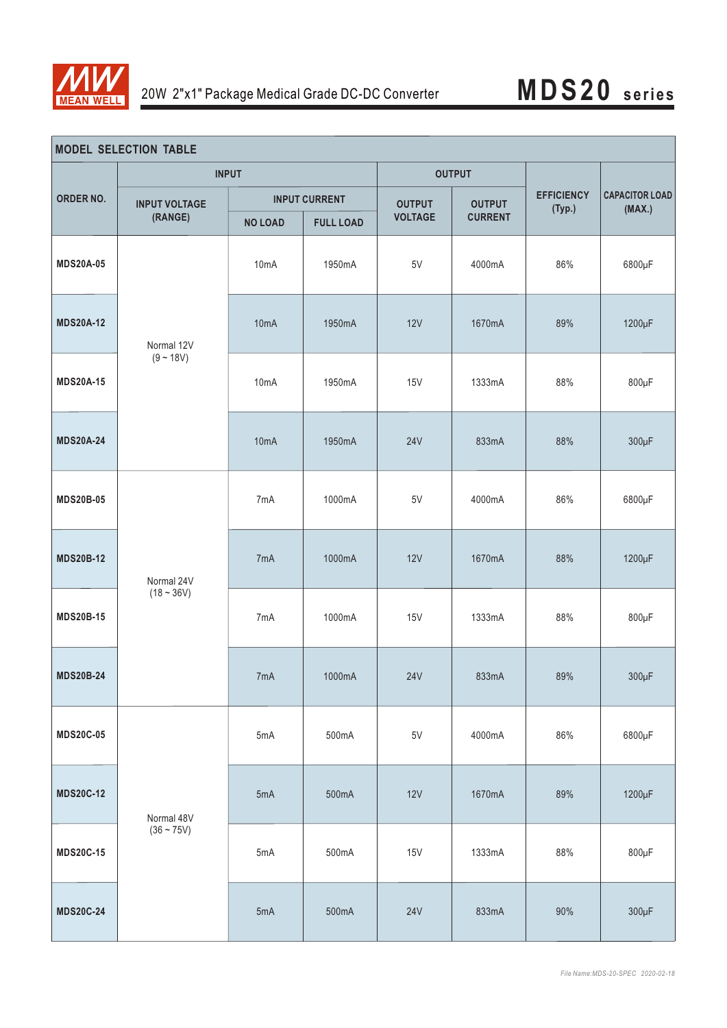## MODEL SELECTION TABLE

| ORDER NO. | INPUT | | | OUTPUT | | EFFICIENCY (Typ.) | CAPACITOR LOAD (MAX.) |
|---|---|---|---|---|---|---|---|
| | INPUT VOLTAGE (RANGE) | INPUT CURRENT | | OUTPUT VOLTAGE | OUTPUT CURRENT | | |
| | | NO LOAD | FULL LOAD | | | | |
| MDS20A-05 | Normal 12V (9 ~ 18V) | 10mA | 1950mA | 5V | 4000mA | 86% | 6800μF |
| MDS20A-12 | | 10mA | 1950mA | 12V | 1670mA | 89% | 1200μF |
| MDS20A-15 | | 10mA | 1950mA | 15V | 1333mA | 88% | 800μF |
| MDS20A-24 | | 10mA | 1950mA | 24V | 833mA | 88% | 300μF |
| MDS20B-05 | Normal 24V (18 ~ 36V) | 7mA | 1000mA | 5V | 4000mA | 86% | 6800μF |
| MDS20B-12 | | 7mA | 1000mA | 12V | 1670mA | 88% | 1200μF |
| MDS20B-15 | | 7mA | 1000mA | 15V | 1333mA | 88% | 800μF |
| MDS20B-24 | | 7mA | 1000mA | 24V | 833mA | 89% | 300μF |
| MDS20C-05 | Normal 48V (36 ~ 75V) | 5mA | 500mA | 5V | 4000mA | 86% | 6800μF |
| MDS20C-12 | | 5mA | 500mA | 12V | 1670mA | 89% | 1200μF |
| MDS20C-15 | | 5mA | 500mA | 15V | 1333mA | 88% | 800μF |
| MDS20C-24 | | 5mA | 500mA | 24V | 833mA | 90% | 300μF |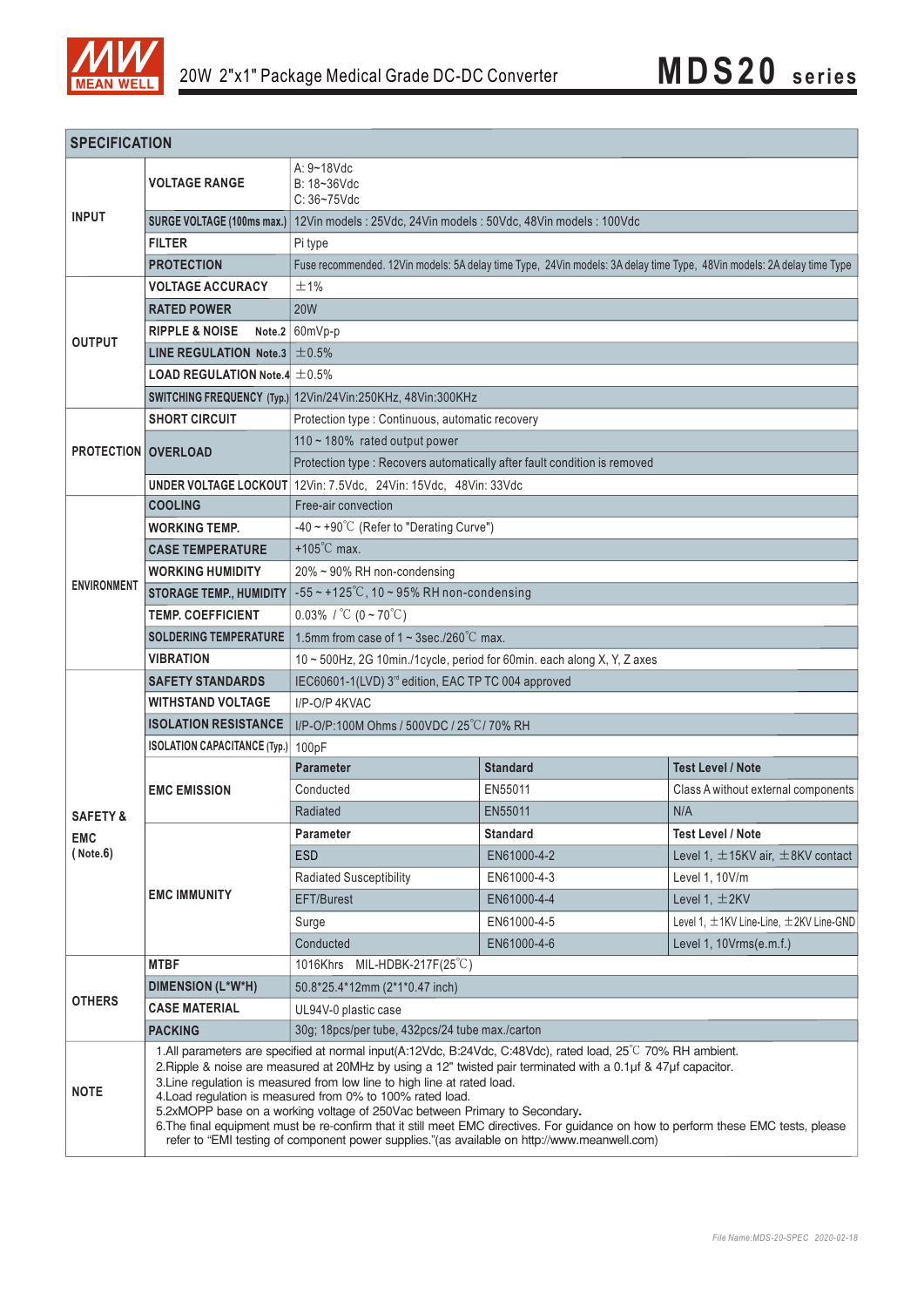# 20W 2"x1" Package Medical Grade DC-DC Converter — MDS20 series

## SPECIFICATION

| | | | | |
|---|---|---|---|---|
| **INPUT** | **VOLTAGE RANGE** | A: 9~18Vdc<br>B: 18~36Vdc<br>C: 36~75Vdc | | |
| | **SURGE VOLTAGE (100ms max.)** | 12Vin models : 25Vdc, 24Vin models : 50Vdc, 48Vin models : 100Vdc | | |
| | **FILTER** | Pi type | | |
| | **PROTECTION** | Fuse recommended. 12Vin models: 5A delay time Type, 24Vin models: 3A delay time Type, 48Vin models: 2A delay time Type | | |
| **OUTPUT** | **VOLTAGE ACCURACY** | ±1% | | |
| | **RATED POWER** | 20W | | |
| | **RIPPLE & NOISE** Note.2 | 60mVp-p | | |
| | **LINE REGULATION** Note.3 | ±0.5% | | |
| | **LOAD REGULATION** Note.4 | ±0.5% | | |
| | **SWITCHING FREQUENCY (Typ.)** | 12Vin/24Vin:250KHz, 48Vin:300KHz | | |
| **PROTECTION** | **SHORT CIRCUIT** | Protection type : Continuous, automatic recovery | | |
| | **OVERLOAD** | 110 ~ 180% rated output power | | |
| | | Protection type : Recovers automatically after fault condition is removed | | |
| | **UNDER VOLTAGE LOCKOUT** | 12Vin: 7.5Vdc, 24Vin: 15Vdc, 48Vin: 33Vdc | | |
| **ENVIRONMENT** | **COOLING** | Free-air convection | | |
| | **WORKING TEMP.** | -40 ~ +90℃ (Refer to "Derating Curve") | | |
| | **CASE TEMPERATURE** | +105℃ max. | | |
| | **WORKING HUMIDITY** | 20% ~ 90% RH non-condensing | | |
| | **STORAGE TEMP., HUMIDITY** | -55 ~ +125℃, 10 ~ 95% RH non-condensing | | |
| | **TEMP. COEFFICIENT** | 0.03% / ℃ (0 ~ 70℃) | | |
| | **SOLDERING TEMPERATURE** | 1.5mm from case of 1 ~ 3sec./260℃ max. | | |
| | **VIBRATION** | 10 ~ 500Hz, 2G 10min./1cycle, period for 60min. each along X, Y, Z axes | | |
| **SAFETY & EMC (Note.6)** | **SAFETY STANDARDS** | IEC60601-1(LVD) 3rd edition, EAC TP TC 004 approved | | |
| | **WITHSTAND VOLTAGE** | I/P-O/P 4KVAC | | |
| | **ISOLATION RESISTANCE** | I/P-O/P:100M Ohms / 500VDC / 25℃/ 70% RH | | |
| | **ISOLATION CAPACITANCE (Typ.)** | 100pF | | |
| | **EMC EMISSION** | **Parameter** | **Standard** | **Test Level / Note** |
| | | Conducted | EN55011 | Class A without external components |
| | | Radiated | EN55011 | N/A |
| | **EMC IMMUNITY** | **Parameter** | **Standard** | **Test Level / Note** |
| | | ESD | EN61000-4-2 | Level 1, ±15KV air, ±8KV contact |
| | | Radiated Susceptibility | EN61000-4-3 | Level 1, 10V/m |
| | | EFT/Burest | EN61000-4-4 | Level 1, ±2KV |
| | | Surge | EN61000-4-5 | Level 1, ±1KV Line-Line, ±2KV Line-GND |
| | | Conducted | EN61000-4-6 | Level 1, 10Vrms(e.m.f.) |
| **OTHERS** | **MTBF** | 1016Khrs MIL-HDBK-217F(25℃) | | |
| | **DIMENSION (L\*W\*H)** | 50.8\*25.4\*12mm (2\*1\*0.47 inch) | | |
| | **CASE MATERIAL** | UL94V-0 plastic case | | |
| | **PACKING** | 30g; 18pcs/per tube, 432pcs/24 tube max./carton | | |

**NOTE**

1. All parameters are specified at normal input(A:12Vdc, B:24Vdc, C:48Vdc), rated load, 25℃ 70% RH ambient.
2. Ripple & noise are measured at 20MHz by using a 12" twisted pair terminated with a 0.1μf & 47μf capacitor.
3. Line regulation is measured from low line to high line at rated load.
4. Load regulation is measured from 0% to 100% rated load.
5. 2xMOPP base on a working voltage of 250Vac between Primary to Secondary.
6. The final equipment must be re-confirm that it still meet EMC directives. For guidance on how to perform these EMC tests, please refer to "EMI testing of component power supplies."(as available on http://www.meanwell.com)

File Name:MDS-20-SPEC 2020-02-18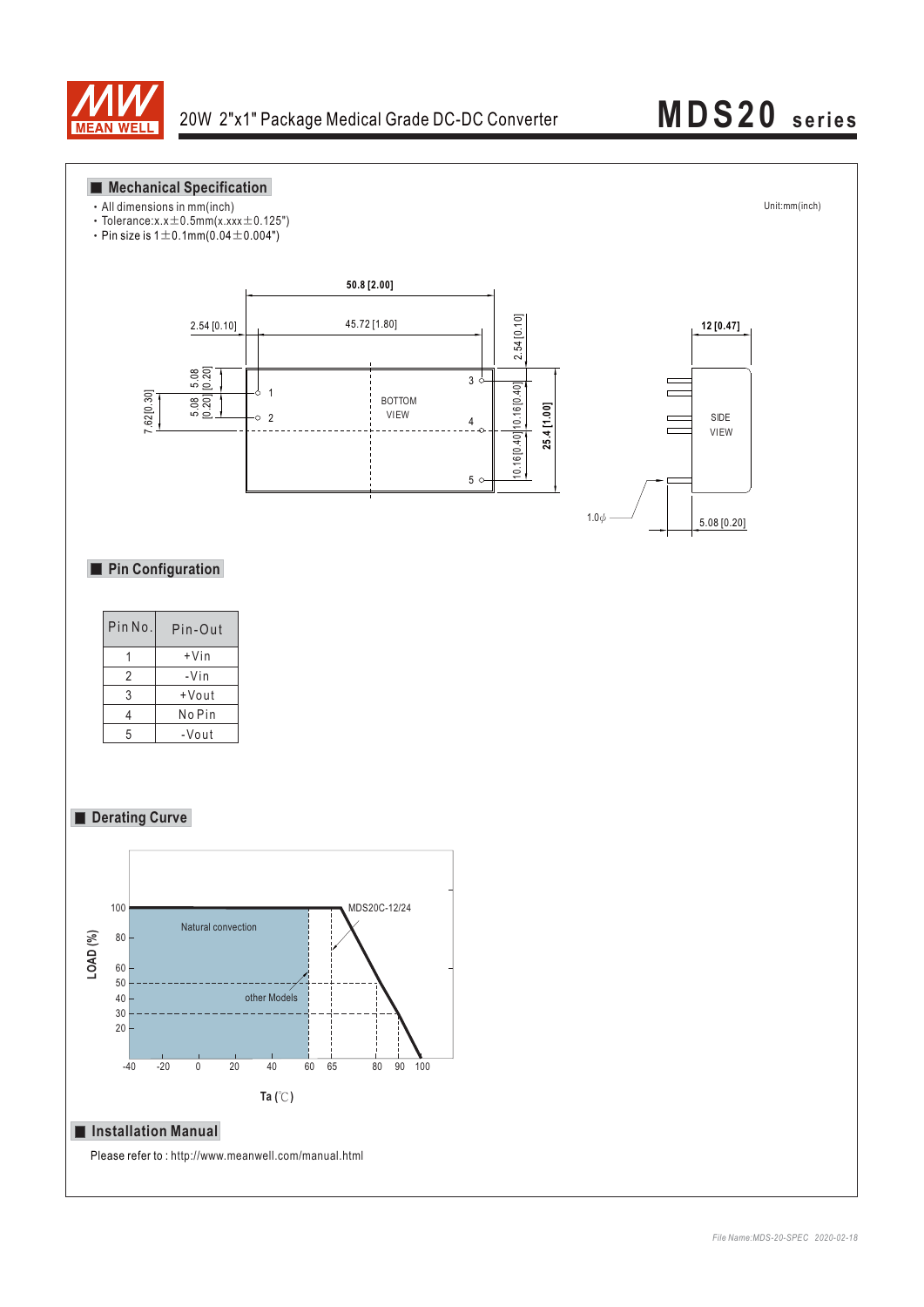## Mechanical Specification

- All dimensions in mm(inch)
- Tolerance:x.x±0.5mm(x.xxx±0.125")
- Pin size is 1±0.1mm(0.04±0.004")

Unit:mm(inch)

50.8 [2.00]
2.54 [0.10]
45.72 [1.80]
2.54 [0.10]
5.08 [0.20]
5.08 [0.20]
7.62 [0.30]
10.16 [0.40]
10.16 [0.40]
25.4 [1.00]
1
2
3
4
5
BOTTOM VIEW

12 [0.47]
SIDE VIEW
1.0φ
5.08 [0.20]

## Pin Configuration

| Pin No. | Pin-Out |
|---|---|
| 1 | +Vin |
| 2 | -Vin |
| 3 | +Vout |
| 4 | No Pin |
| 5 | -Vout |

## Derating Curve

LOAD (%)
100
80
60
50
40
30
20
Natural convection
MDS20C-12/24
other Models
-40 -20 0 20 40 60 65 80 90 100
Ta (℃)

## Installation Manual

Please refer to : http://www.meanwell.com/manual.html

File Name:MDS-20-SPEC 2020-02-18